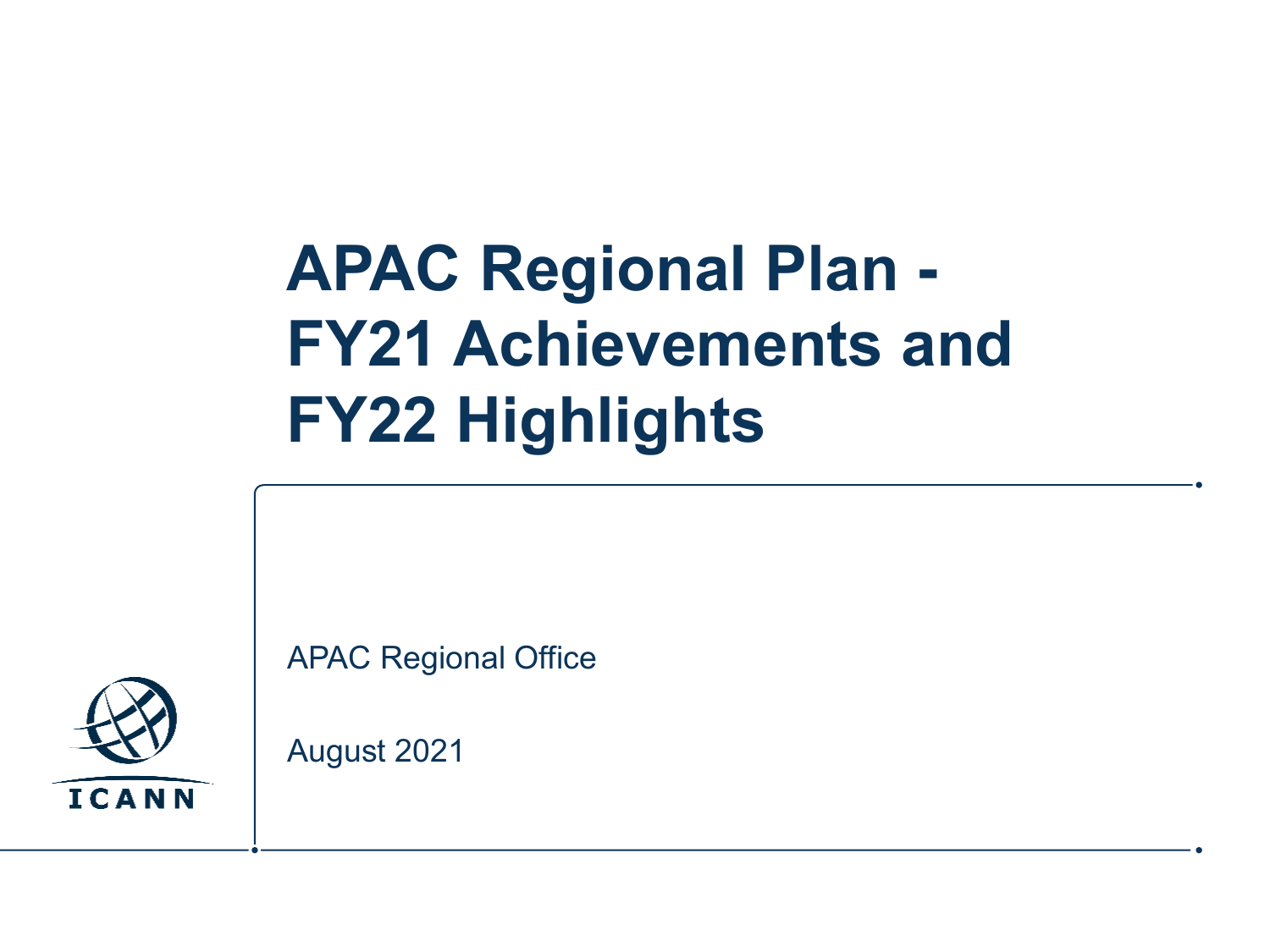# APAC Regional Plan - FY21 Achievements and FY22 Highlights

APAC Regional Office

August 2021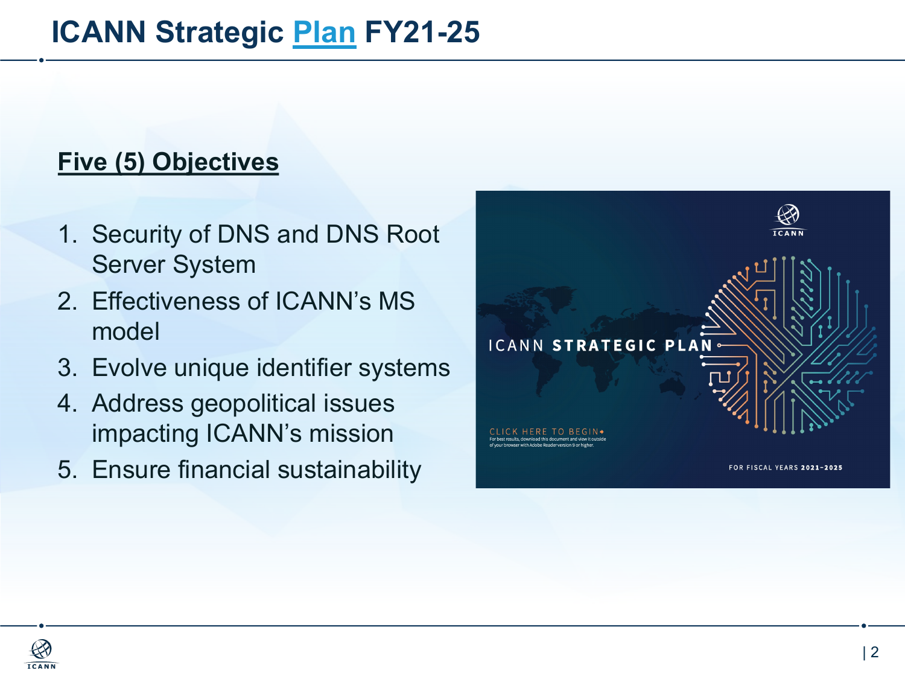# ICANN Strategic Plan FY21-25

## Five (5) Objectives

1. Security of DNS and DNS Root Server System
2. Effectiveness of ICANN's MS model
3. Evolve unique identifier systems
4. Address geopolitical issues impacting ICANN's mission
5. Ensure financial sustainability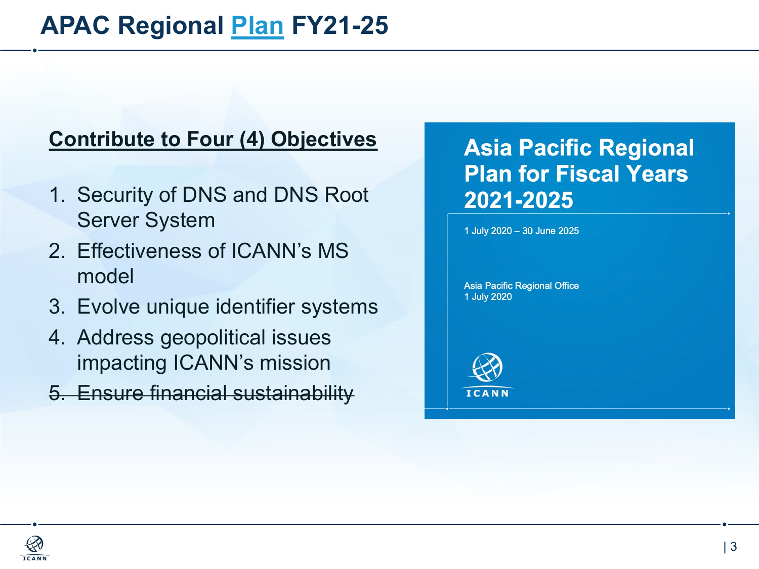# APAC Regional Plan FY21-25

**Contribute to Four (4) Objectives**

1. Security of DNS and DNS Root Server System
2. Effectiveness of ICANN's MS model
3. Evolve unique identifier systems
4. Address geopolitical issues impacting ICANN's mission
5. ~~Ensure financial sustainability~~

**Asia Pacific Regional Plan for Fiscal Years 2021-2025**

1 July 2020 – 30 June 2025

Asia Pacific Regional Office
1 July 2020

ICANN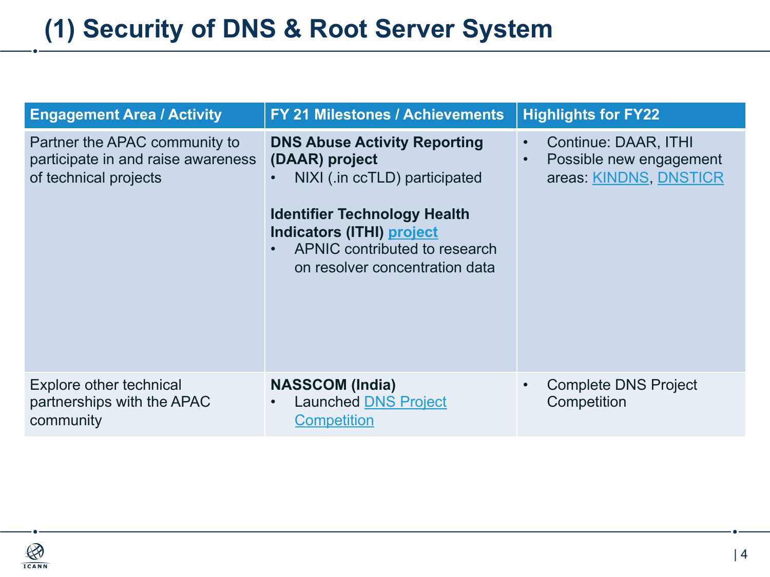# (1) Security of DNS & Root Server System

| Engagement Area / Activity | FY 21 Milestones / Achievements | Highlights for FY22 |
| --- | --- | --- |
| Partner the APAC community to participate in and raise awareness of technical projects | **DNS Abuse Activity Reporting (DAAR) project**<br>• NIXI (.in ccTLD) participated<br><br>**Identifier Technology Health Indicators (ITHI) project**<br>• APNIC contributed to research on resolver concentration data | • Continue: DAAR, ITHI<br>• Possible new engagement areas: KINDNS, DNSTICR |
| Explore other technical partnerships with the APAC community | **NASSCOM (India)**<br>• Launched DNS Project Competition | • Complete DNS Project Competition |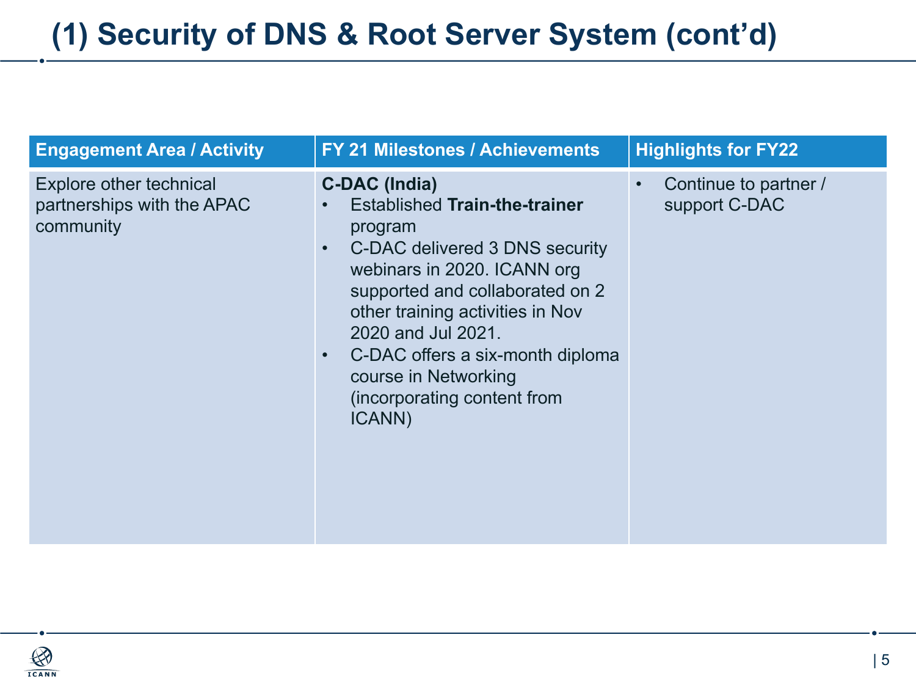# (1) Security of DNS & Root Server System (cont'd)

| Engagement Area / Activity | FY 21 Milestones / Achievements | Highlights for FY22 |
|---|---|---|
| Explore other technical partnerships with the APAC community | **C-DAC (India)**<br>• Established **Train-the-trainer** program<br>• C-DAC delivered 3 DNS security webinars in 2020. ICANN org supported and collaborated on 2 other training activities in Nov 2020 and Jul 2021.<br>• C-DAC offers a six-month diploma course in Networking (incorporating content from ICANN) | • Continue to partner / support C-DAC |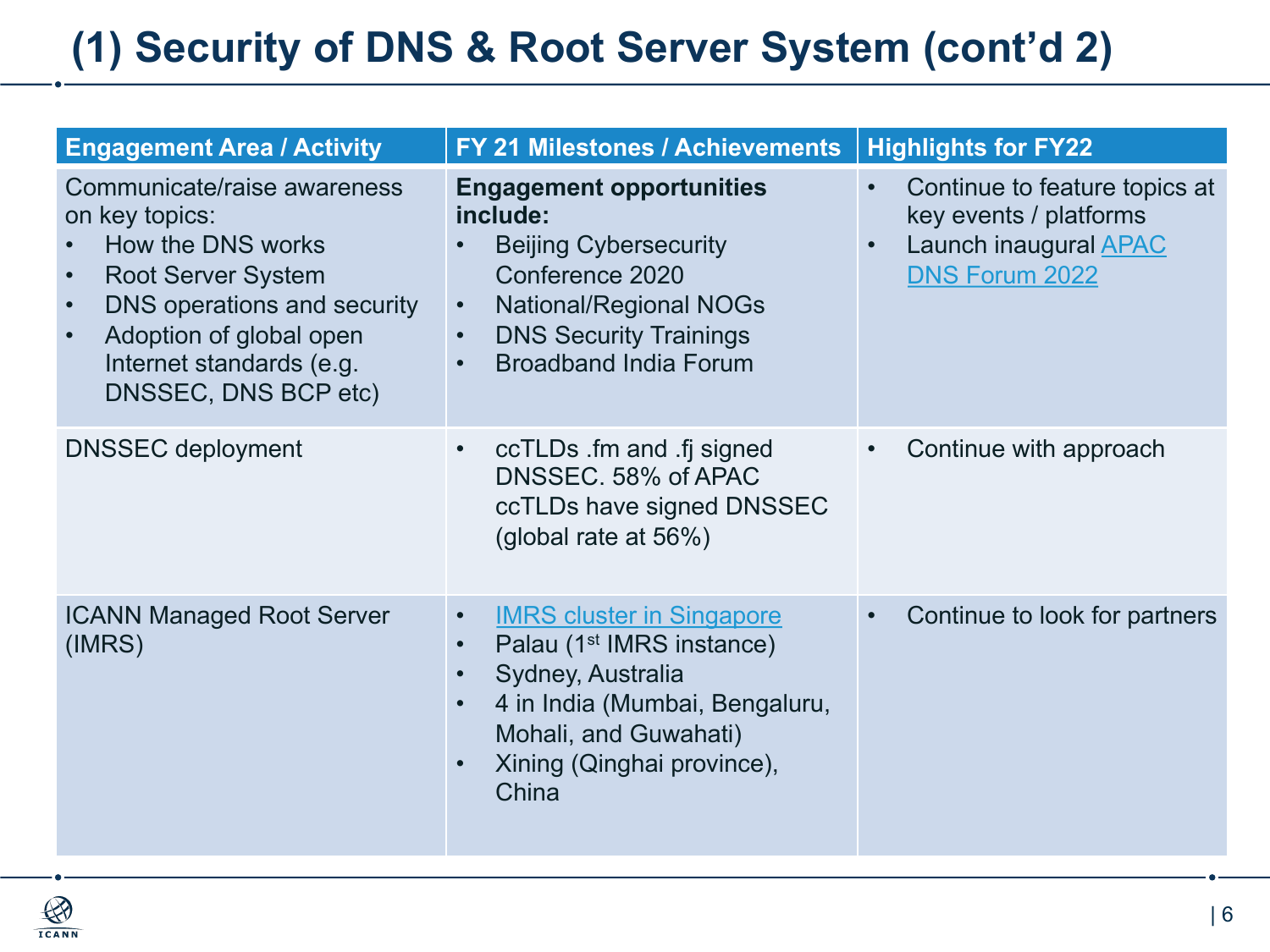# (1) Security of DNS & Root Server System (cont'd 2)

| Engagement Area / Activity | FY 21 Milestones / Achievements | Highlights for FY22 |
|---|---|---|
| Communicate/raise awareness on key topics:<br>• How the DNS works<br>• Root Server System<br>• DNS operations and security<br>• Adoption of global open Internet standards (e.g. DNSSEC, DNS BCP etc) | **Engagement opportunities include:**<br>• Beijing Cybersecurity Conference 2020<br>• National/Regional NOGs<br>• DNS Security Trainings<br>• Broadband India Forum | • Continue to feature topics at key events / platforms<br>• Launch inaugural APAC DNS Forum 2022 |
| DNSSEC deployment | • ccTLDs .fm and .fj signed DNSSEC. 58% of APAC ccTLDs have signed DNSSEC (global rate at 56%) | • Continue with approach |
| ICANN Managed Root Server (IMRS) | • IMRS cluster in Singapore<br>• Palau (1st IMRS instance)<br>• Sydney, Australia<br>• 4 in India (Mumbai, Bengaluru, Mohali, and Guwahati)<br>• Xining (Qinghai province), China | • Continue to look for partners |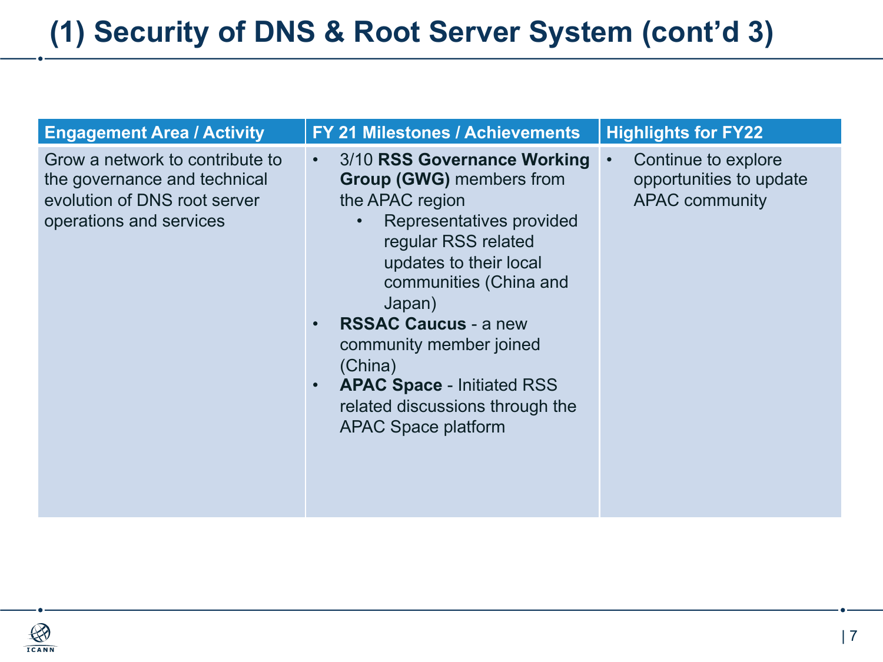# (1) Security of DNS & Root Server System (cont'd 3)

| Engagement Area / Activity | FY 21 Milestones / Achievements | Highlights for FY22 |
| --- | --- | --- |
| Grow a network to contribute to the governance and technical evolution of DNS root server operations and services | • 3/10 **RSS Governance Working Group (GWG)** members from the APAC region<br>  ◦ Representatives provided regular RSS related updates to their local communities (China and Japan)<br>• **RSSAC Caucus** - a new community member joined (China)<br>• **APAC Space** - Initiated RSS related discussions through the APAC Space platform | • Continue to explore opportunities to update APAC community |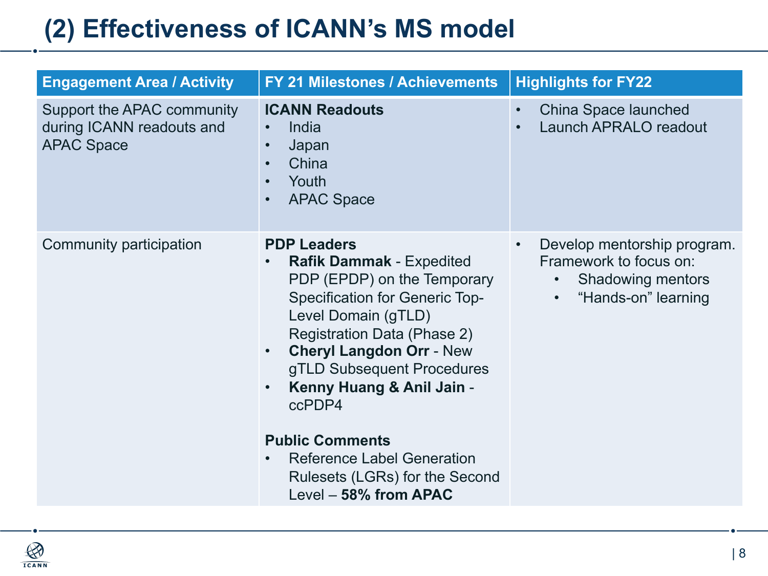# (2) Effectiveness of ICANN's MS model

| Engagement Area / Activity | FY 21 Milestones / Achievements | Highlights for FY22 |
|---|---|---|
| Support the APAC community during ICANN readouts and APAC Space | **ICANN Readouts**<br>• India<br>• Japan<br>• China<br>• Youth<br>• APAC Space | • China Space launched<br>• Launch APRALO readout |
| Community participation | **PDP Leaders**<br>• **Rafik Dammak** - Expedited PDP (EPDP) on the Temporary Specification for Generic Top-Level Domain (gTLD) Registration Data (Phase 2)<br>• **Cheryl Langdon Orr** - New gTLD Subsequent Procedures<br>• **Kenny Huang & Anil Jain** - ccPDP4<br><br>**Public Comments**<br>• Reference Label Generation Rulesets (LGRs) for the Second Level – **58% from APAC** | • Develop mentorship program. Framework to focus on:<br>  • Shadowing mentors<br>  • "Hands-on" learning |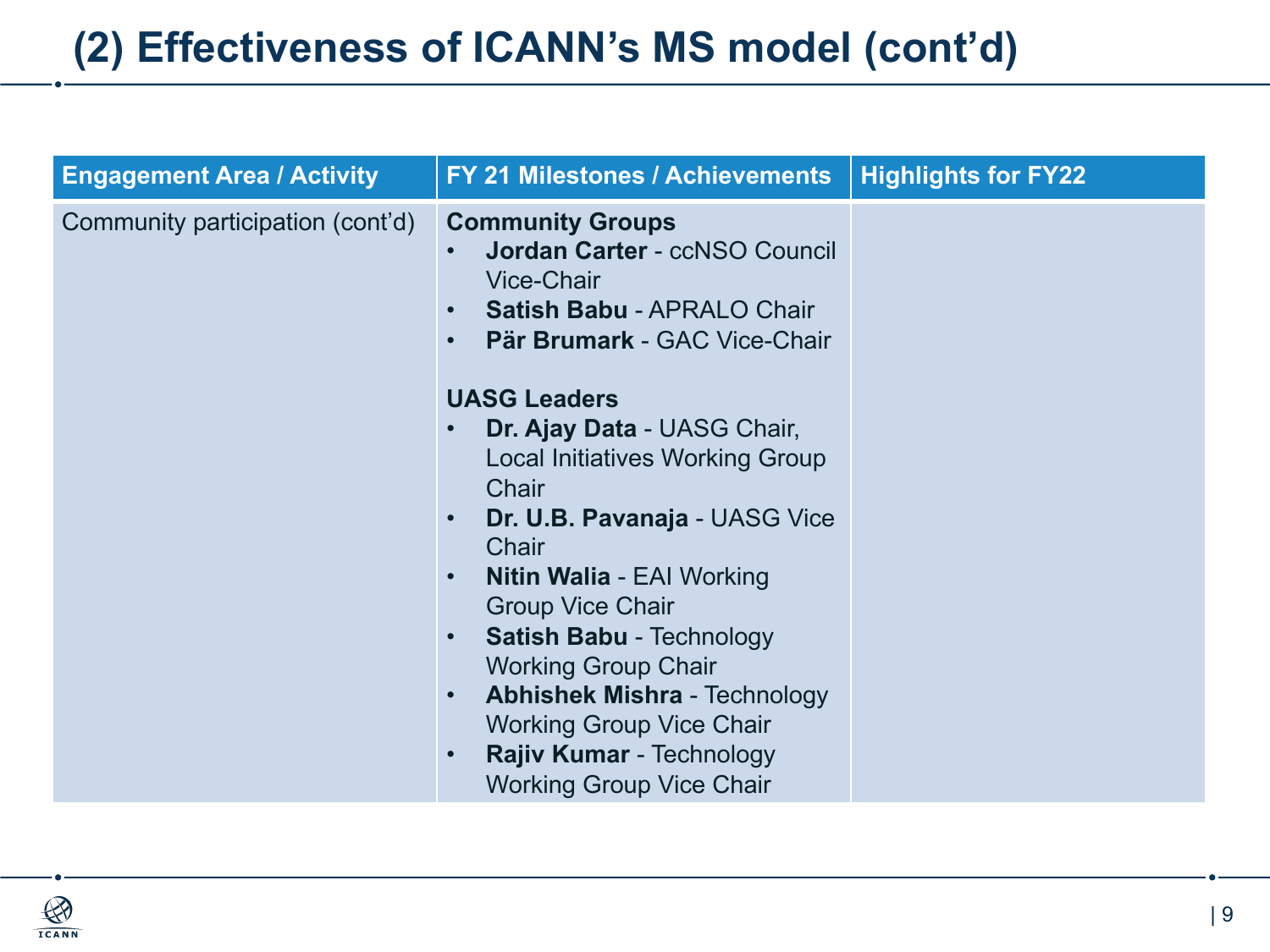# (2) Effectiveness of ICANN's MS model (cont'd)

| Engagement Area / Activity | FY 21 Milestones / Achievements | Highlights for FY22 |
|---|---|---|
| Community participation (cont'd) | **Community Groups**<br>• **Jordan Carter** - ccNSO Council Vice-Chair<br>• **Satish Babu** - APRALO Chair<br>• **Pär Brumark** - GAC Vice-Chair<br><br>**UASG Leaders**<br>• **Dr. Ajay Data** - UASG Chair, Local Initiatives Working Group Chair<br>• **Dr. U.B. Pavanaja** - UASG Vice Chair<br>• **Nitin Walia** - EAI Working Group Vice Chair<br>• **Satish Babu** - Technology Working Group Chair<br>• **Abhishek Mishra** - Technology Working Group Vice Chair<br>• **Rajiv Kumar** - Technology Working Group Vice Chair | |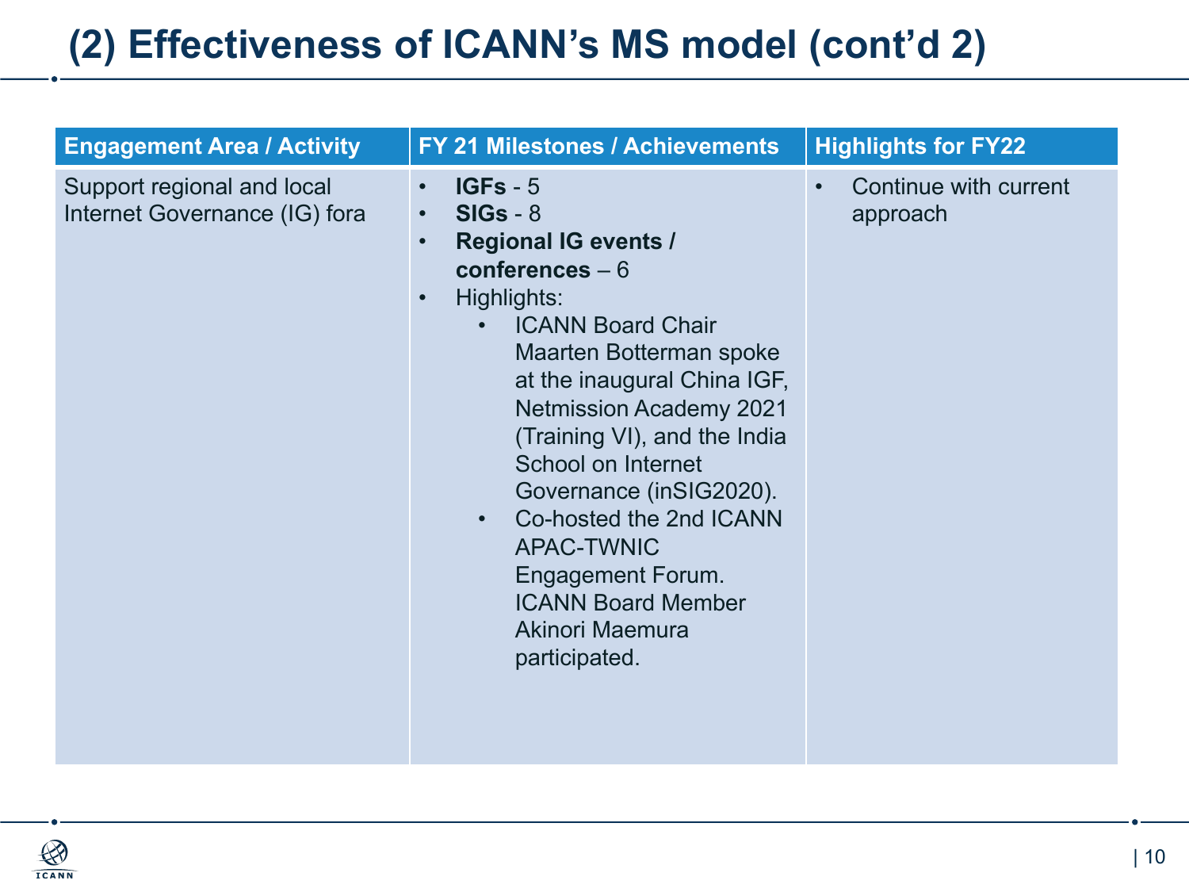# (2) Effectiveness of ICANN's MS model (cont'd 2)

| Engagement Area / Activity | FY 21 Milestones / Achievements | Highlights for FY22 |
|---|---|---|
| Support regional and local Internet Governance (IG) fora | • **IGFs** - 5<br>• **SIGs** - 8<br>• **Regional IG events / conferences** – 6<br>• Highlights:<br>&nbsp;&nbsp;&nbsp;&nbsp;• ICANN Board Chair Maarten Botterman spoke at the inaugural China IGF, Netmission Academy 2021 (Training VI), and the India School on Internet Governance (inSIG2020).<br>&nbsp;&nbsp;&nbsp;&nbsp;• Co-hosted the 2nd ICANN APAC-TWNIC Engagement Forum. ICANN Board Member Akinori Maemura participated. | • Continue with current approach |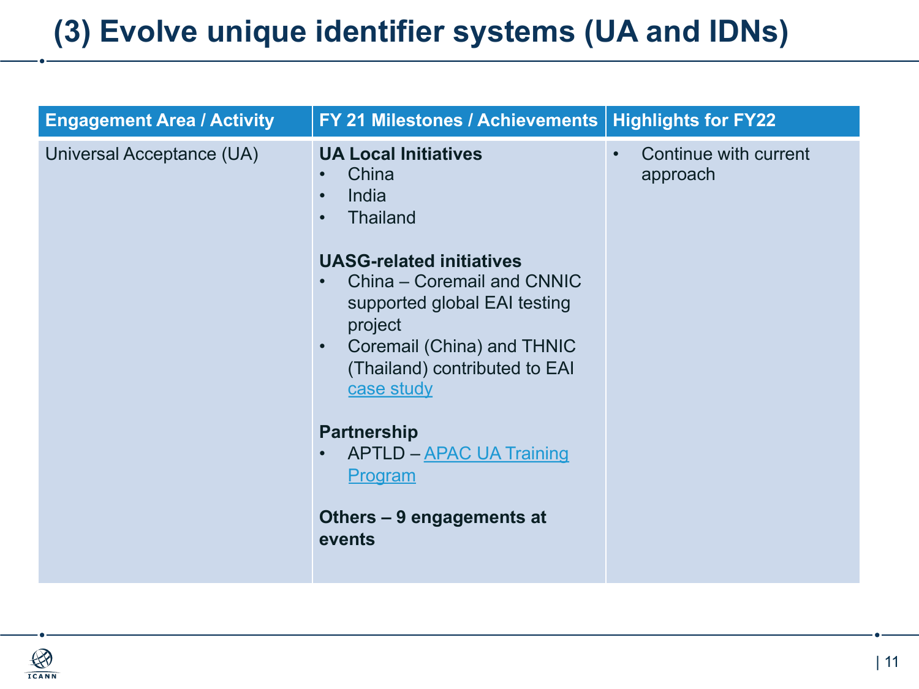# (3) Evolve unique identifier systems (UA and IDNs)

| Engagement Area / Activity | FY 21 Milestones / Achievements | Highlights for FY22 |
|---|---|---|
| Universal Acceptance (UA) | **UA Local Initiatives**<br>• China<br>• India<br>• Thailand<br><br>**UASG-related initiatives**<br>• China – Coremail and CNNIC supported global EAI testing project<br>• Coremail (China) and THNIC (Thailand) contributed to EAI case study<br><br>**Partnership**<br>• APTLD – APAC UA Training Program<br><br>**Others – 9 engagements at events** | • Continue with current approach |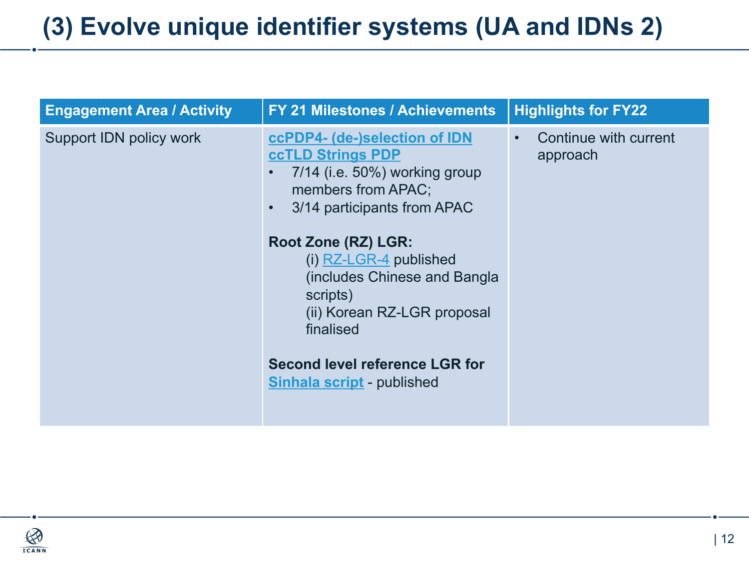# (3) Evolve unique identifier systems (UA and IDNs 2)

| Engagement Area / Activity | FY 21 Milestones / Achievements | Highlights for FY22 |
| --- | --- | --- |
| Support IDN policy work | **ccPDP4- (de-)selection of IDN ccTLD Strings PDP**<br>• 7/14 (i.e. 50%) working group members from APAC;<br>• 3/14 participants from APAC<br><br>**Root Zone (RZ) LGR:**<br>(i) RZ-LGR-4 published (includes Chinese and Bangla scripts)<br>(ii) Korean RZ-LGR proposal finalised<br><br>**Second level reference LGR for Sinhala script** - published | • Continue with current approach |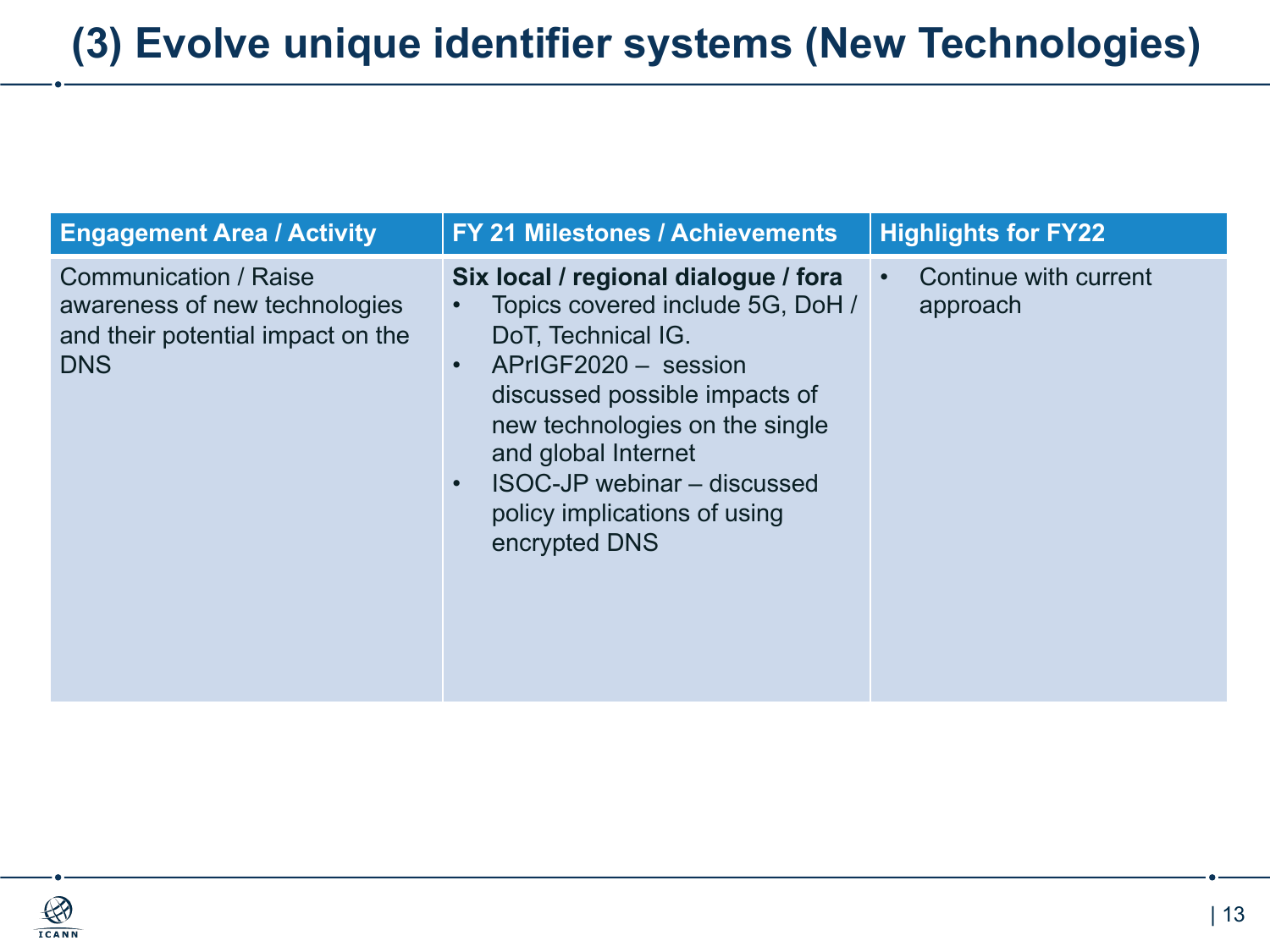# (3) Evolve unique identifier systems (New Technologies)

| Engagement Area / Activity | FY 21 Milestones / Achievements | Highlights for FY22 |
|---|---|---|
| Communication / Raise awareness of new technologies and their potential impact on the DNS | **Six local / regional dialogue / fora**<br>• Topics covered include 5G, DoH / DoT, Technical IG.<br>• APrIGF2020 – session discussed possible impacts of new technologies on the single and global Internet<br>• ISOC-JP webinar – discussed policy implications of using encrypted DNS | • Continue with current approach |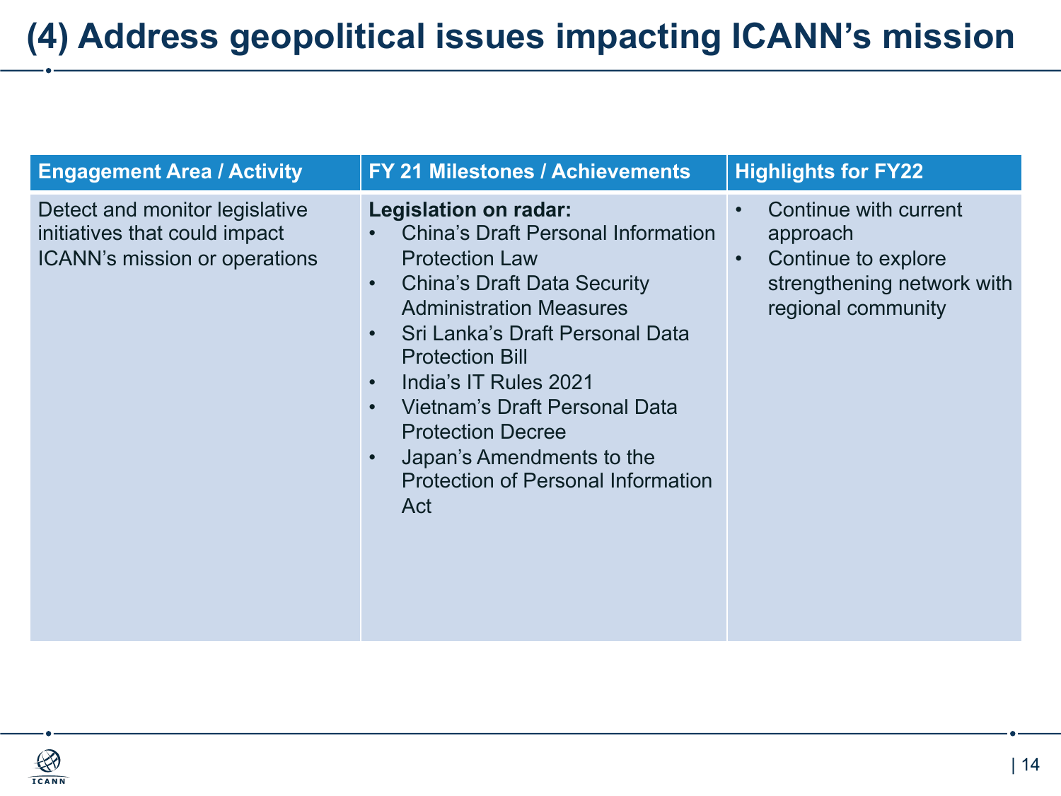# (4) Address geopolitical issues impacting ICANN's mission

| Engagement Area / Activity | FY 21 Milestones / Achievements | Highlights for FY22 |
|---|---|---|
| Detect and monitor legislative initiatives that could impact ICANN's mission or operations | **Legislation on radar:**<br>• China's Draft Personal Information Protection Law<br>• China's Draft Data Security Administration Measures<br>• Sri Lanka's Draft Personal Data Protection Bill<br>• India's IT Rules 2021<br>• Vietnam's Draft Personal Data Protection Decree<br>• Japan's Amendments to the Protection of Personal Information Act | • Continue with current approach<br>• Continue to explore strengthening network with regional community |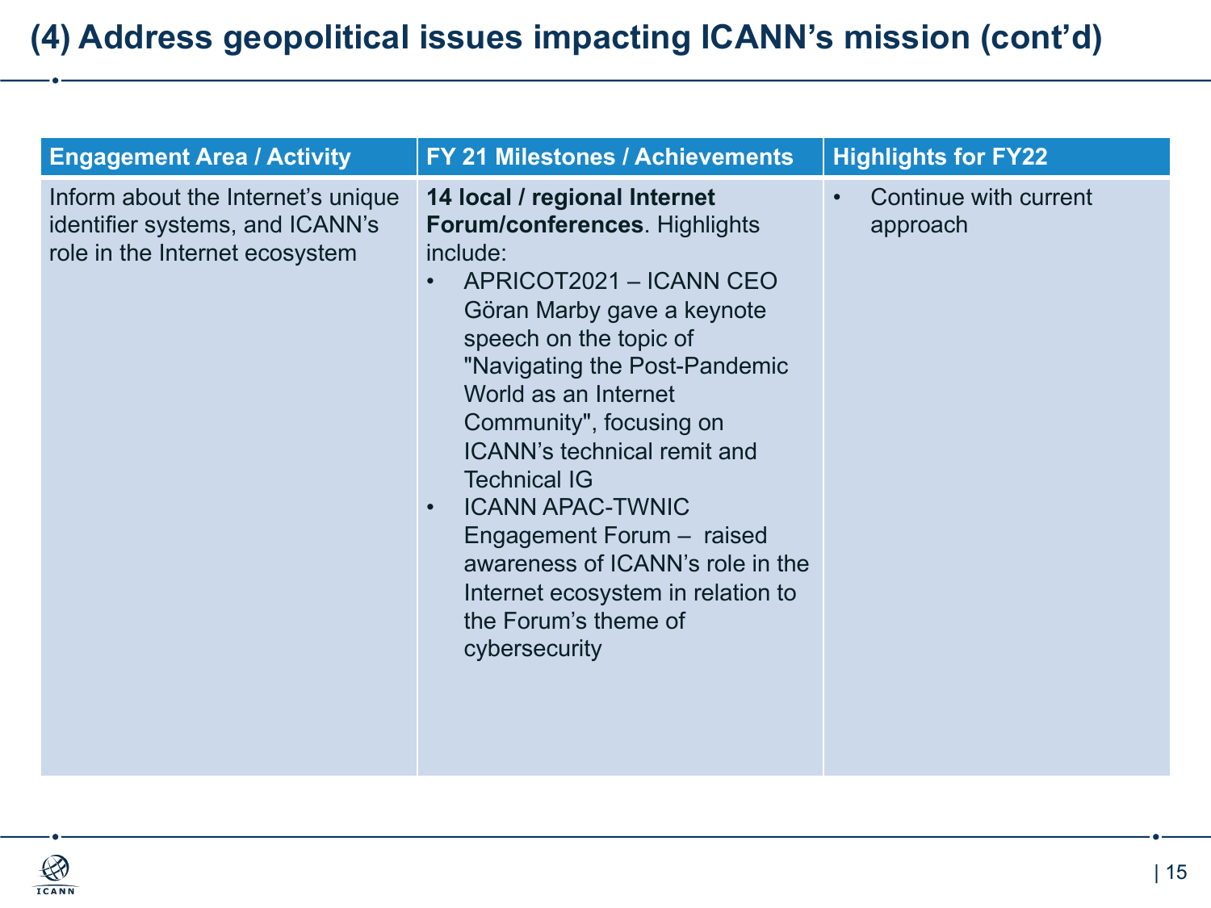# (4) Address geopolitical issues impacting ICANN's mission (cont'd)

| Engagement Area / Activity | FY 21 Milestones / Achievements | Highlights for FY22 |
| --- | --- | --- |
| Inform about the Internet's unique identifier systems, and ICANN's role in the Internet ecosystem | **14 local / regional Internet Forum/conferences**. Highlights include:<br>• APRICOT2021 – ICANN CEO Göran Marby gave a keynote speech on the topic of "Navigating the Post-Pandemic World as an Internet Community", focusing on ICANN's technical remit and Technical IG<br>• ICANN APAC-TWNIC Engagement Forum – raised awareness of ICANN's role in the Internet ecosystem in relation to the Forum's theme of cybersecurity | • Continue with current approach |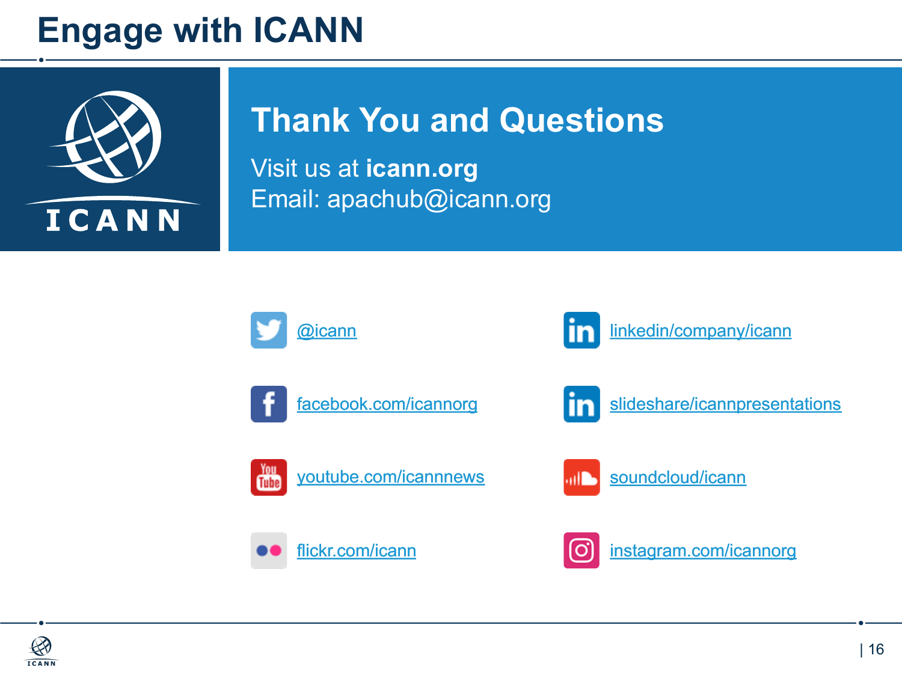# Engage with ICANN

## Thank You and Questions

Visit us at **icann.org**
Email: apachub@icann.org

- @icann
- linkedin/company/icann
- facebook.com/icannorg
- slideshare/icannpresentations
- youtube.com/icannnews
- soundcloud/icann
- flickr.com/icann
- instagram.com/icannorg